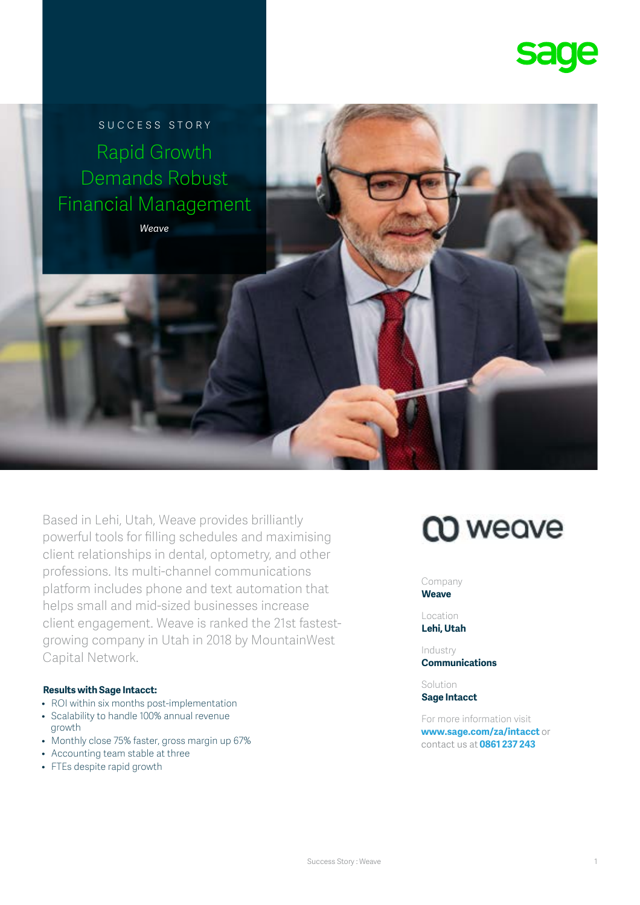SUCCESS STORY

# Rapid Growth Demands Robust Financial Management

*Weave*

Based in Lehi, Utah, Weave provides brilliantly powerful tools for filling schedules and maximising client relationships in dental, optometry, and other professions. Its multi-channel communications platform includes phone and text automation that helps small and mid-sized businesses increase client engagement. Weave is ranked the 21st fastest-growing company in Utah in 2018 by MountainWest Capital Network.

**Results with Sage Intacct:**

- ROI within six months post-implementation
- Scalability to handle 100% annual revenue growth
- Monthly close 75% faster, gross margin up 67%
- Accounting team stable at three
- FTEs despite rapid growth

Company
**Weave**

Location
**Lehi, Utah**

Industry
**Communications**

Solution
**Sage Intacct**

For more information visit **www.sage.com/za/intacct** or contact us at **0861 237 243**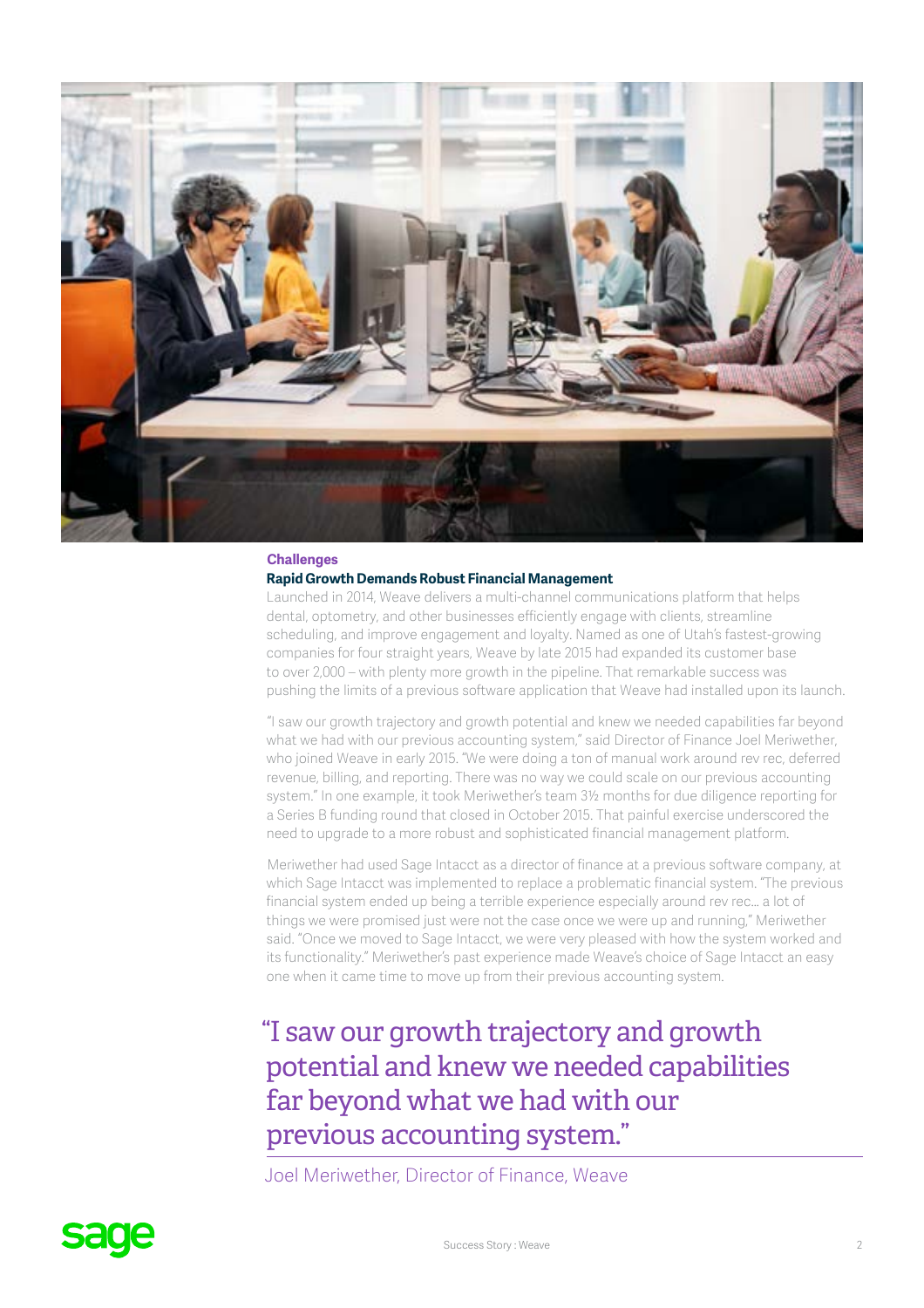## Challenges

### Rapid Growth Demands Robust Financial Management

Launched in 2014, Weave delivers a multi-channel communications platform that helps dental, optometry, and other businesses efficiently engage with clients, streamline scheduling, and improve engagement and loyalty. Named as one of Utah's fastest-growing companies for four straight years, Weave by late 2015 had expanded its customer base to over 2,000 – with plenty more growth in the pipeline. That remarkable success was pushing the limits of a previous software application that Weave had installed upon its launch.

"I saw our growth trajectory and growth potential and knew we needed capabilities far beyond what we had with our previous accounting system," said Director of Finance Joel Meriwether, who joined Weave in early 2015. "We were doing a ton of manual work around rev rec, deferred revenue, billing, and reporting. There was no way we could scale on our previous accounting system." In one example, it took Meriwether's team 3½ months for due diligence reporting for a Series B funding round that closed in October 2015. That painful exercise underscored the need to upgrade to a more robust and sophisticated financial management platform.

Meriwether had used Sage Intacct as a director of finance at a previous software company, at which Sage Intacct was implemented to replace a problematic financial system. "The previous financial system ended up being a terrible experience especially around rev rec… a lot of things we were promised just were not the case once we were up and running," Meriwether said. "Once we moved to Sage Intacct, we were very pleased with how the system worked and its functionality." Meriwether's past experience made Weave's choice of Sage Intacct an easy one when it came time to move up from their previous accounting system.

> "I saw our growth trajectory and growth potential and knew we needed capabilities far beyond what we had with our previous accounting system."
>
> Joel Meriwether, Director of Finance, Weave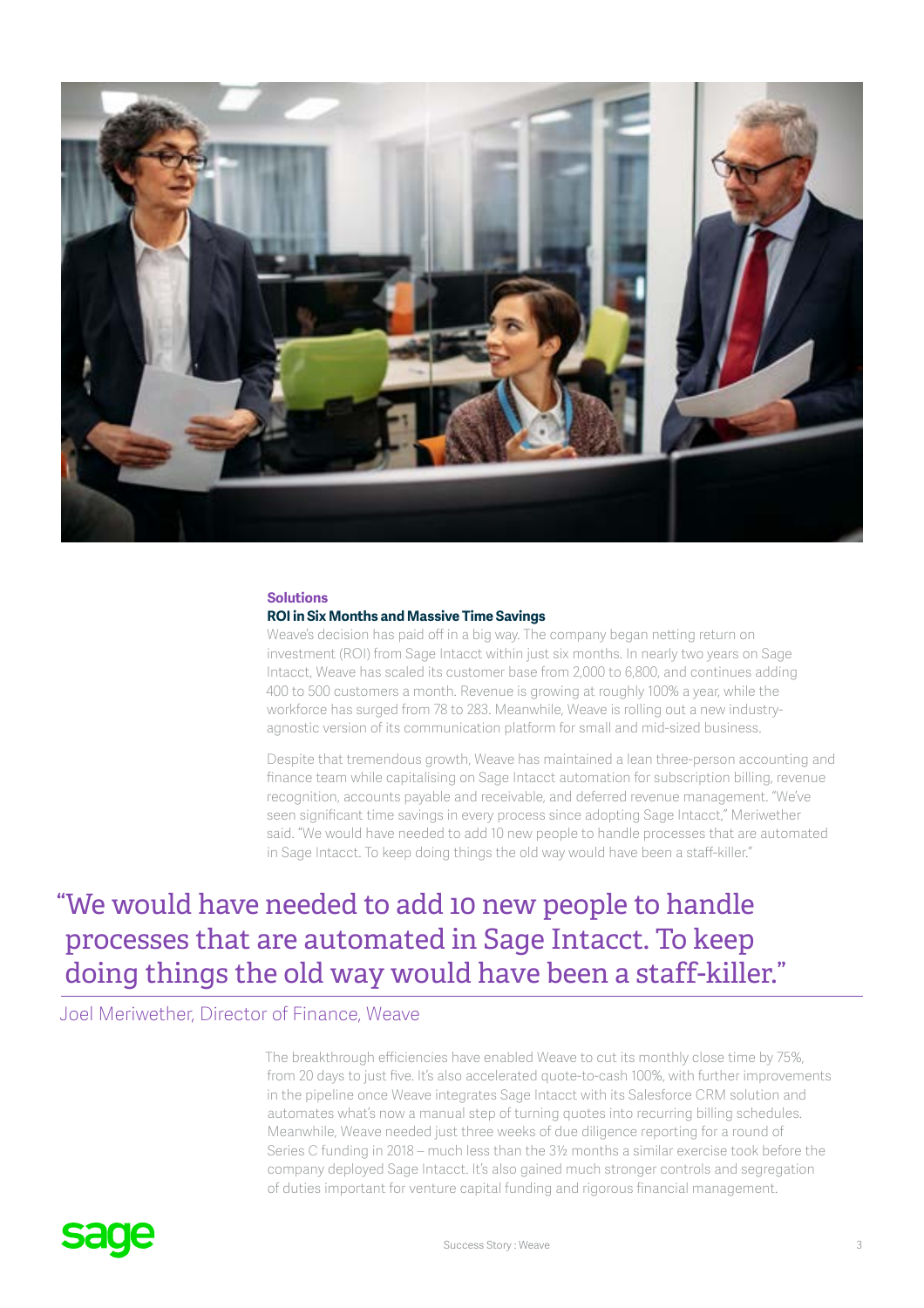## Solutions

### ROI in Six Months and Massive Time Savings

Weave's decision has paid off in a big way. The company began netting return on investment (ROI) from Sage Intacct within just six months. In nearly two years on Sage Intacct, Weave has scaled its customer base from 2,000 to 6,800, and continues adding 400 to 500 customers a month. Revenue is growing at roughly 100% a year, while the workforce has surged from 78 to 283. Meanwhile, Weave is rolling out a new industry-agnostic version of its communication platform for small and mid-sized business.

Despite that tremendous growth, Weave has maintained a lean three-person accounting and finance team while capitalising on Sage Intacct automation for subscription billing, revenue recognition, accounts payable and receivable, and deferred revenue management. "We've seen significant time savings in every process since adopting Sage Intacct," Meriwether said. "We would have needed to add 10 new people to handle processes that are automated in Sage Intacct. To keep doing things the old way would have been a staff-killer."

> "We would have needed to add 10 new people to handle processes that are automated in Sage Intacct. To keep doing things the old way would have been a staff-killer."
>
> Joel Meriwether, Director of Finance, Weave

The breakthrough efficiencies have enabled Weave to cut its monthly close time by 75%, from 20 days to just five. It's also accelerated quote-to-cash 100%, with further improvements in the pipeline once Weave integrates Sage Intacct with its Salesforce CRM solution and automates what's now a manual step of turning quotes into recurring billing schedules. Meanwhile, Weave needed just three weeks of due diligence reporting for a round of Series C funding in 2018 – much less than the 3½ months a similar exercise took before the company deployed Sage Intacct. It's also gained much stronger controls and segregation of duties important for venture capital funding and rigorous financial management.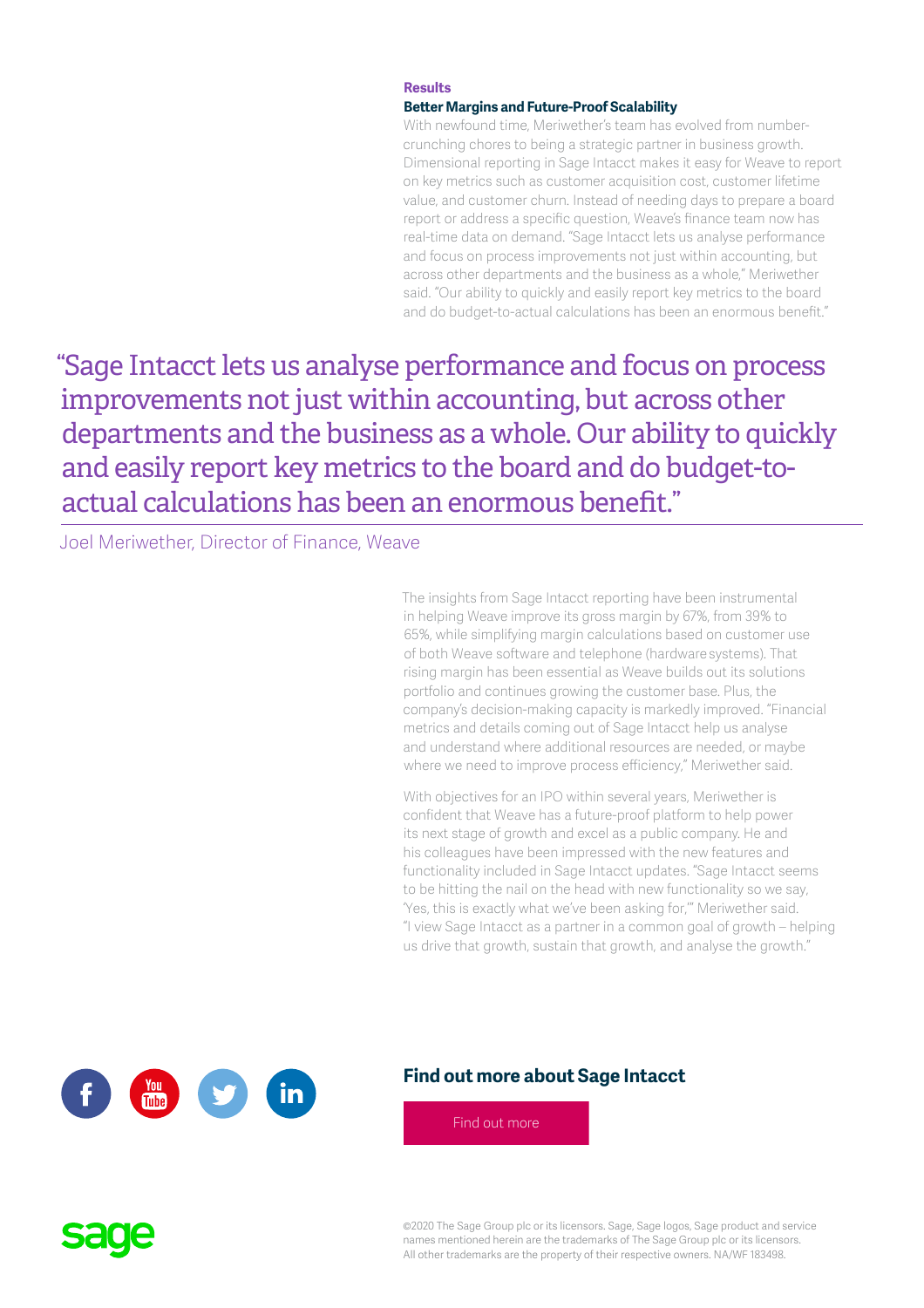### Results

#### Better Margins and Future-Proof Scalability

With newfound time, Meriwether's team has evolved from number-crunching chores to being a strategic partner in business growth. Dimensional reporting in Sage Intacct makes it easy for Weave to report on key metrics such as customer acquisition cost, customer lifetime value, and customer churn. Instead of needing days to prepare a board report or address a specific question, Weave's finance team now has real-time data on demand. "Sage Intacct lets us analyse performance and focus on process improvements not just within accounting, but across other departments and the business as a whole," Meriwether said. "Our ability to quickly and easily report key metrics to the board and do budget-to-actual calculations has been an enormous benefit."

> "Sage Intacct lets us analyse performance and focus on process improvements not just within accounting, but across other departments and the business as a whole. Our ability to quickly and easily report key metrics to the board and do budget-to-actual calculations has been an enormous benefit."
>
> Joel Meriwether, Director of Finance, Weave

The insights from Sage Intacct reporting have been instrumental in helping Weave improve its gross margin by 67%, from 39% to 65%, while simplifying margin calculations based on customer use of both Weave software and telephone (hardware systems). That rising margin has been essential as Weave builds out its solutions portfolio and continues growing the customer base. Plus, the company's decision-making capacity is markedly improved. "Financial metrics and details coming out of Sage Intacct help us analyse and understand where additional resources are needed, or maybe where we need to improve process efficiency," Meriwether said.

With objectives for an IPO within several years, Meriwether is confident that Weave has a future-proof platform to help power its next stage of growth and excel as a public company. He and his colleagues have been impressed with the new features and functionality included in Sage Intacct updates. "Sage Intacct seems to be hitting the nail on the head with new functionality so we say, 'Yes, this is exactly what we've been asking for,'" Meriwether said. "I view Sage Intacct as a partner in a common goal of growth – helping us drive that growth, sustain that growth, and analyse the growth."

## Find out more about Sage Intacct

Find out more

©2020 The Sage Group plc or its licensors. Sage, Sage logos, Sage product and service names mentioned herein are the trademarks of The Sage Group plc or its licensors. All other trademarks are the property of their respective owners. NA/WF 183498.